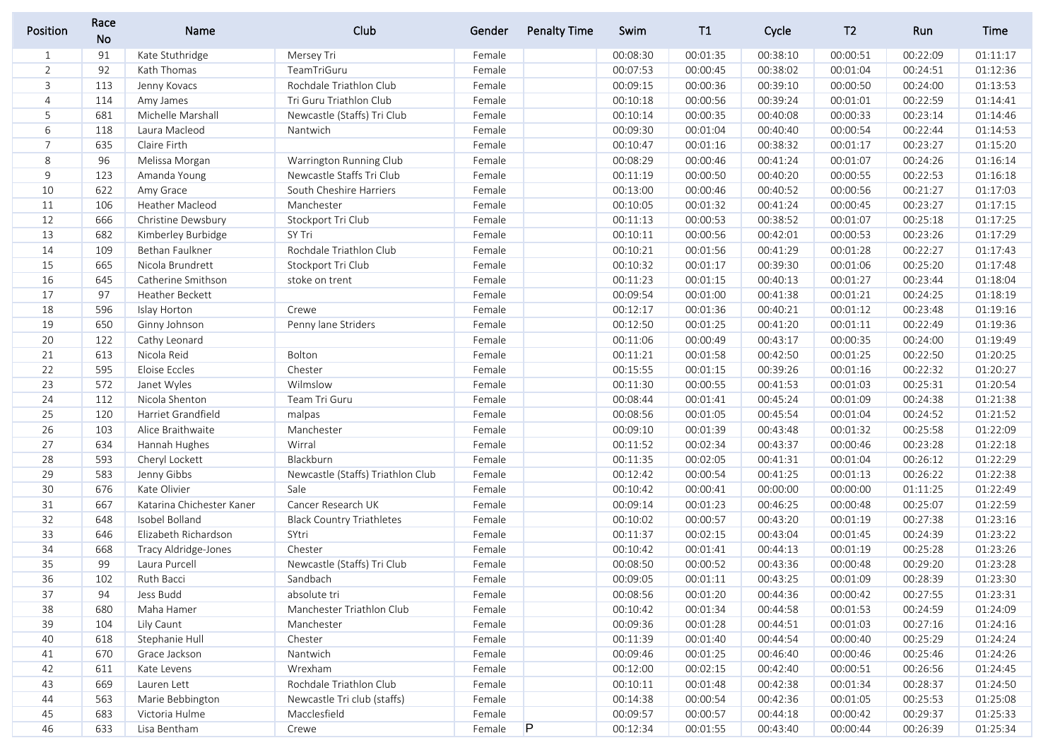| Position | Race No | Name | Club | Gender | Penalty Time | Swim | T1 | Cycle | T2 | Run | Time |
|---|---|---|---|---|---|---|---|---|---|---|---|
| 1 | 91 | Kate Stuthridge | Mersey Tri | Female | | 00:08:30 | 00:01:35 | 00:38:10 | 00:00:51 | 00:22:09 | 01:11:17 |
| 2 | 92 | Kath Thomas | TeamTriGuru | Female | | 00:07:53 | 00:00:45 | 00:38:02 | 00:01:04 | 00:24:51 | 01:12:36 |
| 3 | 113 | Jenny Kovacs | Rochdale Triathlon Club | Female | | 00:09:15 | 00:00:36 | 00:39:10 | 00:00:50 | 00:24:00 | 01:13:53 |
| 4 | 114 | Amy James | Tri Guru Triathlon Club | Female | | 00:10:18 | 00:00:56 | 00:39:24 | 00:01:01 | 00:22:59 | 01:14:41 |
| 5 | 681 | Michelle Marshall | Newcastle (Staffs) Tri Club | Female | | 00:10:14 | 00:00:35 | 00:40:08 | 00:00:33 | 00:23:14 | 01:14:46 |
| 6 | 118 | Laura Macleod | Nantwich | Female | | 00:09:30 | 00:01:04 | 00:40:40 | 00:00:54 | 00:22:44 | 01:14:53 |
| 7 | 635 | Claire Firth | | Female | | 00:10:47 | 00:01:16 | 00:38:32 | 00:01:17 | 00:23:27 | 01:15:20 |
| 8 | 96 | Melissa Morgan | Warrington Running Club | Female | | 00:08:29 | 00:00:46 | 00:41:24 | 00:01:07 | 00:24:26 | 01:16:14 |
| 9 | 123 | Amanda Young | Newcastle Staffs Tri Club | Female | | 00:11:19 | 00:00:50 | 00:40:20 | 00:00:55 | 00:22:53 | 01:16:18 |
| 10 | 622 | Amy Grace | South Cheshire Harriers | Female | | 00:13:00 | 00:00:46 | 00:40:52 | 00:00:56 | 00:21:27 | 01:17:03 |
| 11 | 106 | Heather Macleod | Manchester | Female | | 00:10:05 | 00:01:32 | 00:41:24 | 00:00:45 | 00:23:27 | 01:17:15 |
| 12 | 666 | Christine Dewsbury | Stockport Tri Club | Female | | 00:11:13 | 00:00:53 | 00:38:52 | 00:01:07 | 00:25:18 | 01:17:25 |
| 13 | 682 | Kimberley Burbidge | SY Tri | Female | | 00:10:11 | 00:00:56 | 00:42:01 | 00:00:53 | 00:23:26 | 01:17:29 |
| 14 | 109 | Bethan Faulkner | Rochdale Triathlon Club | Female | | 00:10:21 | 00:01:56 | 00:41:29 | 00:01:28 | 00:22:27 | 01:17:43 |
| 15 | 665 | Nicola Brundrett | Stockport Tri Club | Female | | 00:10:32 | 00:01:17 | 00:39:30 | 00:01:06 | 00:25:20 | 01:17:48 |
| 16 | 645 | Catherine Smithson | stoke on trent | Female | | 00:11:23 | 00:01:15 | 00:40:13 | 00:01:27 | 00:23:44 | 01:18:04 |
| 17 | 97 | Heather Beckett | | Female | | 00:09:54 | 00:01:00 | 00:41:38 | 00:01:21 | 00:24:25 | 01:18:19 |
| 18 | 596 | Islay Horton | Crewe | Female | | 00:12:17 | 00:01:36 | 00:40:21 | 00:01:12 | 00:23:48 | 01:19:16 |
| 19 | 650 | Ginny Johnson | Penny lane Striders | Female | | 00:12:50 | 00:01:25 | 00:41:20 | 00:01:11 | 00:22:49 | 01:19:36 |
| 20 | 122 | Cathy Leonard | | Female | | 00:11:06 | 00:00:49 | 00:43:17 | 00:00:35 | 00:24:00 | 01:19:49 |
| 21 | 613 | Nicola Reid | Bolton | Female | | 00:11:21 | 00:01:58 | 00:42:50 | 00:01:25 | 00:22:50 | 01:20:25 |
| 22 | 595 | Eloise Eccles | Chester | Female | | 00:15:55 | 00:01:15 | 00:39:26 | 00:01:16 | 00:22:32 | 01:20:27 |
| 23 | 572 | Janet Wyles | Wilmslow | Female | | 00:11:30 | 00:00:55 | 00:41:53 | 00:01:03 | 00:25:31 | 01:20:54 |
| 24 | 112 | Nicola Shenton | Team Tri Guru | Female | | 00:08:44 | 00:01:41 | 00:45:24 | 00:01:09 | 00:24:38 | 01:21:38 |
| 25 | 120 | Harriet Grandfield | malpas | Female | | 00:08:56 | 00:01:05 | 00:45:54 | 00:01:04 | 00:24:52 | 01:21:52 |
| 26 | 103 | Alice Braithwaite | Manchester | Female | | 00:09:10 | 00:01:39 | 00:43:48 | 00:01:32 | 00:25:58 | 01:22:09 |
| 27 | 634 | Hannah Hughes | Wirral | Female | | 00:11:52 | 00:02:34 | 00:43:37 | 00:00:46 | 00:23:28 | 01:22:18 |
| 28 | 593 | Cheryl Lockett | Blackburn | Female | | 00:11:35 | 00:02:05 | 00:41:31 | 00:01:04 | 00:26:12 | 01:22:29 |
| 29 | 583 | Jenny Gibbs | Newcastle (Staffs) Triathlon Club | Female | | 00:12:42 | 00:00:54 | 00:41:25 | 00:01:13 | 00:26:22 | 01:22:38 |
| 30 | 676 | Kate Olivier | Sale | Female | | 00:10:42 | 00:00:41 | 00:00:00 | 00:00:00 | 01:11:25 | 01:22:49 |
| 31 | 667 | Katarina Chichester Kaner | Cancer Research UK | Female | | 00:09:14 | 00:01:23 | 00:46:25 | 00:00:48 | 00:25:07 | 01:22:59 |
| 32 | 648 | Isobel Bolland | Black Country Triathletes | Female | | 00:10:02 | 00:00:57 | 00:43:20 | 00:01:19 | 00:27:38 | 01:23:16 |
| 33 | 646 | Elizabeth Richardson | SYtri | Female | | 00:11:37 | 00:02:15 | 00:43:04 | 00:01:45 | 00:24:39 | 01:23:22 |
| 34 | 668 | Tracy Aldridge-Jones | Chester | Female | | 00:10:42 | 00:01:41 | 00:44:13 | 00:01:19 | 00:25:28 | 01:23:26 |
| 35 | 99 | Laura Purcell | Newcastle (Staffs) Tri Club | Female | | 00:08:50 | 00:00:52 | 00:43:36 | 00:00:48 | 00:29:20 | 01:23:28 |
| 36 | 102 | Ruth Bacci | Sandbach | Female | | 00:09:05 | 00:01:11 | 00:43:25 | 00:01:09 | 00:28:39 | 01:23:30 |
| 37 | 94 | Jess Budd | absolute tri | Female | | 00:08:56 | 00:01:20 | 00:44:36 | 00:00:42 | 00:27:55 | 01:23:31 |
| 38 | 680 | Maha Hamer | Manchester Triathlon Club | Female | | 00:10:42 | 00:01:34 | 00:44:58 | 00:01:53 | 00:24:59 | 01:24:09 |
| 39 | 104 | Lily Caunt | Manchester | Female | | 00:09:36 | 00:01:28 | 00:44:51 | 00:01:03 | 00:27:16 | 01:24:16 |
| 40 | 618 | Stephanie Hull | Chester | Female | | 00:11:39 | 00:01:40 | 00:44:54 | 00:00:40 | 00:25:29 | 01:24:24 |
| 41 | 670 | Grace Jackson | Nantwich | Female | | 00:09:46 | 00:01:25 | 00:46:40 | 00:00:46 | 00:25:46 | 01:24:26 |
| 42 | 611 | Kate Levens | Wrexham | Female | | 00:12:00 | 00:02:15 | 00:42:40 | 00:00:51 | 00:26:56 | 01:24:45 |
| 43 | 669 | Lauren Lett | Rochdale Triathlon Club | Female | | 00:10:11 | 00:01:48 | 00:42:38 | 00:01:34 | 00:28:37 | 01:24:50 |
| 44 | 563 | Marie Bebbington | Newcastle Tri club (staffs) | Female | | 00:14:38 | 00:00:54 | 00:42:36 | 00:01:05 | 00:25:53 | 01:25:08 |
| 45 | 683 | Victoria Hulme | Macclesfield | Female | | 00:09:57 | 00:00:57 | 00:44:18 | 00:00:42 | 00:29:37 | 01:25:33 |
| 46 | 633 | Lisa Bentham | Crewe | Female | P | 00:12:34 | 00:01:55 | 00:43:40 | 00:00:44 | 00:26:39 | 01:25:34 |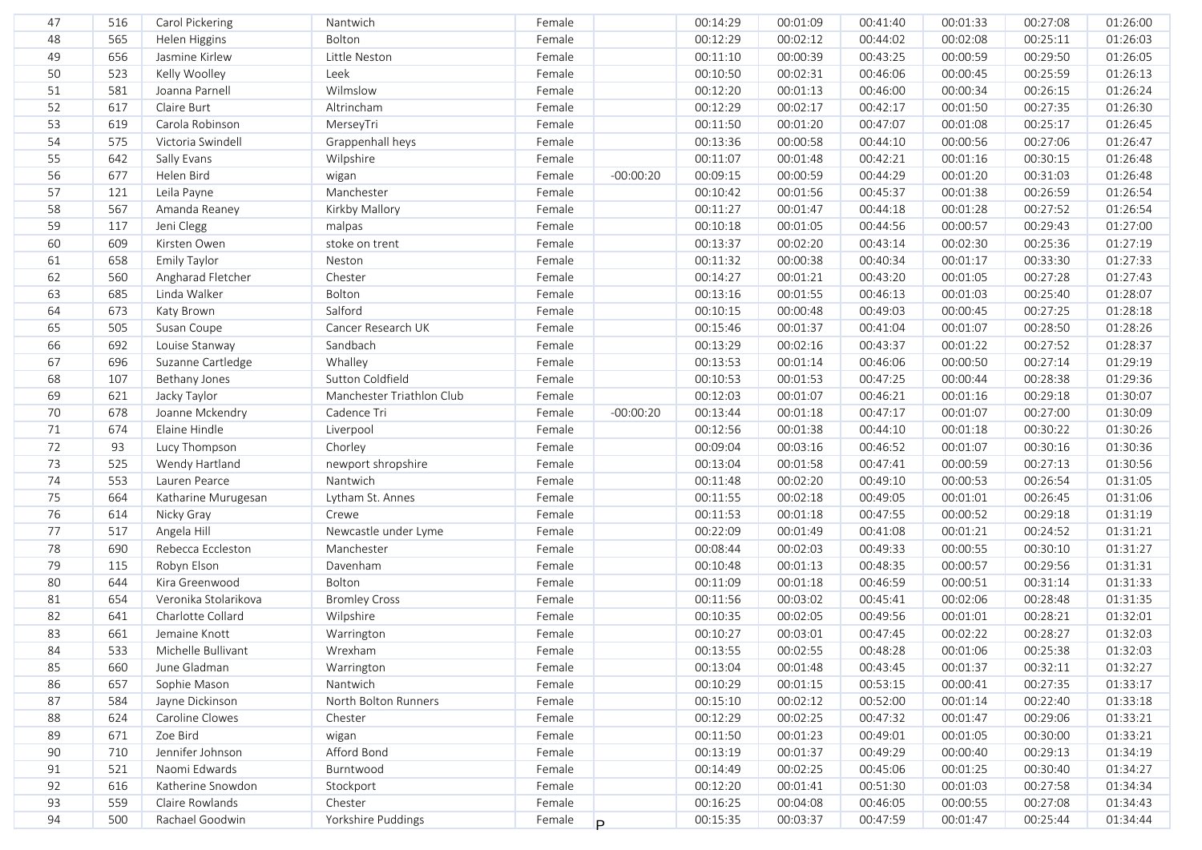| | | | | | | | | | | | |
|---|---|---|---|---|---|---|---|---|---|---|---|
| 47 | 516 | Carol Pickering | Nantwich | Female | | 00:14:29 | 00:01:09 | 00:41:40 | 00:01:33 | 00:27:08 | 01:26:00 |
| 48 | 565 | Helen Higgins | Bolton | Female | | 00:12:29 | 00:02:12 | 00:44:02 | 00:02:08 | 00:25:11 | 01:26:03 |
| 49 | 656 | Jasmine Kirlew | Little Neston | Female | | 00:11:10 | 00:00:39 | 00:43:25 | 00:00:59 | 00:29:50 | 01:26:05 |
| 50 | 523 | Kelly Woolley | Leek | Female | | 00:10:50 | 00:02:31 | 00:46:06 | 00:00:45 | 00:25:59 | 01:26:13 |
| 51 | 581 | Joanna Parnell | Wilmslow | Female | | 00:12:20 | 00:01:13 | 00:46:00 | 00:00:34 | 00:26:15 | 01:26:24 |
| 52 | 617 | Claire Burt | Altrincham | Female | | 00:12:29 | 00:02:17 | 00:42:17 | 00:01:50 | 00:27:35 | 01:26:30 |
| 53 | 619 | Carola Robinson | MerseyTri | Female | | 00:11:50 | 00:01:20 | 00:47:07 | 00:01:08 | 00:25:17 | 01:26:45 |
| 54 | 575 | Victoria Swindell | Grappenhall heys | Female | | 00:13:36 | 00:00:58 | 00:44:10 | 00:00:56 | 00:27:06 | 01:26:47 |
| 55 | 642 | Sally Evans | Wilpshire | Female | | 00:11:07 | 00:01:48 | 00:42:21 | 00:01:16 | 00:30:15 | 01:26:48 |
| 56 | 677 | Helen Bird | wigan | Female | -00:00:20 | 00:09:15 | 00:00:59 | 00:44:29 | 00:01:20 | 00:31:03 | 01:26:48 |
| 57 | 121 | Leila Payne | Manchester | Female | | 00:10:42 | 00:01:56 | 00:45:37 | 00:01:38 | 00:26:59 | 01:26:54 |
| 58 | 567 | Amanda Reaney | Kirkby Mallory | Female | | 00:11:27 | 00:01:47 | 00:44:18 | 00:01:28 | 00:27:52 | 01:26:54 |
| 59 | 117 | Jeni Clegg | malpas | Female | | 00:10:18 | 00:01:05 | 00:44:56 | 00:00:57 | 00:29:43 | 01:27:00 |
| 60 | 609 | Kirsten Owen | stoke on trent | Female | | 00:13:37 | 00:02:20 | 00:43:14 | 00:02:30 | 00:25:36 | 01:27:19 |
| 61 | 658 | Emily Taylor | Neston | Female | | 00:11:32 | 00:00:38 | 00:40:34 | 00:01:17 | 00:33:30 | 01:27:33 |
| 62 | 560 | Angharad Fletcher | Chester | Female | | 00:14:27 | 00:01:21 | 00:43:20 | 00:01:05 | 00:27:28 | 01:27:43 |
| 63 | 685 | Linda Walker | Bolton | Female | | 00:13:16 | 00:01:55 | 00:46:13 | 00:01:03 | 00:25:40 | 01:28:07 |
| 64 | 673 | Katy Brown | Salford | Female | | 00:10:15 | 00:00:48 | 00:49:03 | 00:00:45 | 00:27:25 | 01:28:18 |
| 65 | 505 | Susan Coupe | Cancer Research UK | Female | | 00:15:46 | 00:01:37 | 00:41:04 | 00:01:07 | 00:28:50 | 01:28:26 |
| 66 | 692 | Louise Stanway | Sandbach | Female | | 00:13:29 | 00:02:16 | 00:43:37 | 00:01:22 | 00:27:52 | 01:28:37 |
| 67 | 696 | Suzanne Cartledge | Whalley | Female | | 00:13:53 | 00:01:14 | 00:46:06 | 00:00:50 | 00:27:14 | 01:29:19 |
| 68 | 107 | Bethany Jones | Sutton Coldfield | Female | | 00:10:53 | 00:01:53 | 00:47:25 | 00:00:44 | 00:28:38 | 01:29:36 |
| 69 | 621 | Jacky Taylor | Manchester Triathlon Club | Female | | 00:12:03 | 00:01:07 | 00:46:21 | 00:01:16 | 00:29:18 | 01:30:07 |
| 70 | 678 | Joanne Mckendry | Cadence Tri | Female | -00:00:20 | 00:13:44 | 00:01:18 | 00:47:17 | 00:01:07 | 00:27:00 | 01:30:09 |
| 71 | 674 | Elaine Hindle | Liverpool | Female | | 00:12:56 | 00:01:38 | 00:44:10 | 00:01:18 | 00:30:22 | 01:30:26 |
| 72 | 93 | Lucy Thompson | Chorley | Female | | 00:09:04 | 00:03:16 | 00:46:52 | 00:01:07 | 00:30:16 | 01:30:36 |
| 73 | 525 | Wendy Hartland | newport shropshire | Female | | 00:13:04 | 00:01:58 | 00:47:41 | 00:00:59 | 00:27:13 | 01:30:56 |
| 74 | 553 | Lauren Pearce | Nantwich | Female | | 00:11:48 | 00:02:20 | 00:49:10 | 00:00:53 | 00:26:54 | 01:31:05 |
| 75 | 664 | Katharine Murugesan | Lytham St. Annes | Female | | 00:11:55 | 00:02:18 | 00:49:05 | 00:01:01 | 00:26:45 | 01:31:06 |
| 76 | 614 | Nicky Gray | Crewe | Female | | 00:11:53 | 00:01:18 | 00:47:55 | 00:00:52 | 00:29:18 | 01:31:19 |
| 77 | 517 | Angela Hill | Newcastle under Lyme | Female | | 00:22:09 | 00:01:49 | 00:41:08 | 00:01:21 | 00:24:52 | 01:31:21 |
| 78 | 690 | Rebecca Eccleston | Manchester | Female | | 00:08:44 | 00:02:03 | 00:49:33 | 00:00:55 | 00:30:10 | 01:31:27 |
| 79 | 115 | Robyn Elson | Davenham | Female | | 00:10:48 | 00:01:13 | 00:48:35 | 00:00:57 | 00:29:56 | 01:31:31 |
| 80 | 644 | Kira Greenwood | Bolton | Female | | 00:11:09 | 00:01:18 | 00:46:59 | 00:00:51 | 00:31:14 | 01:31:33 |
| 81 | 654 | Veronika Stolarikova | Bromley Cross | Female | | 00:11:56 | 00:03:02 | 00:45:41 | 00:02:06 | 00:28:48 | 01:31:35 |
| 82 | 641 | Charlotte Collard | Wilpshire | Female | | 00:10:35 | 00:02:05 | 00:49:56 | 00:01:01 | 00:28:21 | 01:32:01 |
| 83 | 661 | Jemaine Knott | Warrington | Female | | 00:10:27 | 00:03:01 | 00:47:45 | 00:02:22 | 00:28:27 | 01:32:03 |
| 84 | 533 | Michelle Bullivant | Wrexham | Female | | 00:13:55 | 00:02:55 | 00:48:28 | 00:01:06 | 00:25:38 | 01:32:03 |
| 85 | 660 | June Gladman | Warrington | Female | | 00:13:04 | 00:01:48 | 00:43:45 | 00:01:37 | 00:32:11 | 01:32:27 |
| 86 | 657 | Sophie Mason | Nantwich | Female | | 00:10:29 | 00:01:15 | 00:53:15 | 00:00:41 | 00:27:35 | 01:33:17 |
| 87 | 584 | Jayne Dickinson | North Bolton Runners | Female | | 00:15:10 | 00:02:12 | 00:52:00 | 00:01:14 | 00:22:40 | 01:33:18 |
| 88 | 624 | Caroline Clowes | Chester | Female | | 00:12:29 | 00:02:25 | 00:47:32 | 00:01:47 | 00:29:06 | 01:33:21 |
| 89 | 671 | Zoe Bird | wigan | Female | | 00:11:50 | 00:01:23 | 00:49:01 | 00:01:05 | 00:30:00 | 01:33:21 |
| 90 | 710 | Jennifer Johnson | Afford Bond | Female | | 00:13:19 | 00:01:37 | 00:49:29 | 00:00:40 | 00:29:13 | 01:34:19 |
| 91 | 521 | Naomi Edwards | Burntwood | Female | | 00:14:49 | 00:02:25 | 00:45:06 | 00:01:25 | 00:30:40 | 01:34:27 |
| 92 | 616 | Katherine Snowdon | Stockport | Female | | 00:12:20 | 00:01:41 | 00:51:30 | 00:01:03 | 00:27:58 | 01:34:34 |
| 93 | 559 | Claire Rowlands | Chester | Female | | 00:16:25 | 00:04:08 | 00:46:05 | 00:00:55 | 00:27:08 | 01:34:43 |
| 94 | 500 | Rachael Goodwin | Yorkshire Puddings | Female | P | 00:15:35 | 00:03:37 | 00:47:59 | 00:01:47 | 00:25:44 | 01:34:44 |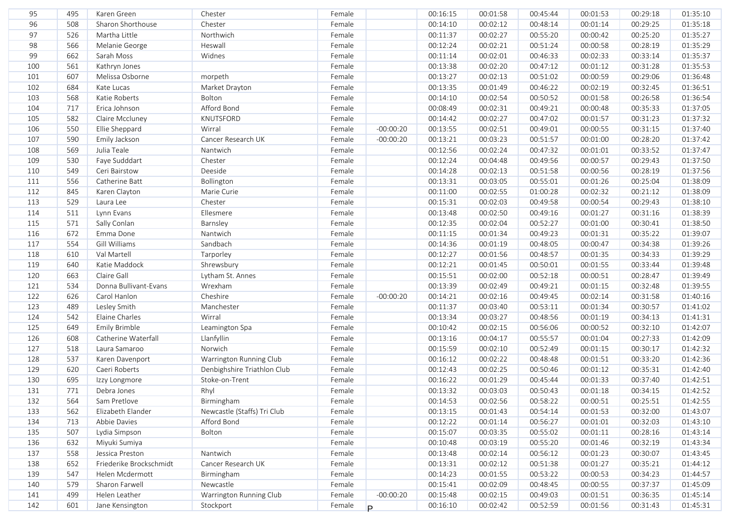|  |  |  |  |  |  |  |  |  |  |  |  |
|---|---|---|---|---|---|---|---|---|---|---|---|
| 95 | 495 | Karen Green | Chester | Female |  | 00:16:15 | 00:01:58 | 00:45:44 | 00:01:53 | 00:29:18 | 01:35:10 |
| 96 | 508 | Sharon Shorthouse | Chester | Female |  | 00:14:10 | 00:02:12 | 00:48:14 | 00:01:14 | 00:29:25 | 01:35:18 |
| 97 | 526 | Martha Little | Northwich | Female |  | 00:11:37 | 00:02:27 | 00:55:20 | 00:00:42 | 00:25:20 | 01:35:27 |
| 98 | 566 | Melanie George | Heswall | Female |  | 00:12:24 | 00:02:21 | 00:51:24 | 00:00:58 | 00:28:19 | 01:35:29 |
| 99 | 662 | Sarah Moss | Widnes | Female |  | 00:11:14 | 00:02:01 | 00:46:33 | 00:02:33 | 00:33:14 | 01:35:37 |
| 100 | 561 | Kathryn Jones |  | Female |  | 00:13:38 | 00:02:20 | 00:47:12 | 00:01:12 | 00:31:28 | 01:35:53 |
| 101 | 607 | Melissa Osborne | morpeth | Female |  | 00:13:27 | 00:02:13 | 00:51:02 | 00:00:59 | 00:29:06 | 01:36:48 |
| 102 | 684 | Kate Lucas | Market Drayton | Female |  | 00:13:35 | 00:01:49 | 00:46:22 | 00:02:19 | 00:32:45 | 01:36:51 |
| 103 | 568 | Katie Roberts | Bolton | Female |  | 00:14:10 | 00:02:54 | 00:50:52 | 00:01:58 | 00:26:58 | 01:36:54 |
| 104 | 717 | Erica Johnson | Afford Bond | Female |  | 00:08:49 | 00:02:31 | 00:49:21 | 00:00:48 | 00:35:33 | 01:37:05 |
| 105 | 582 | Claire Mccluney | KNUTSFORD | Female |  | 00:14:42 | 00:02:27 | 00:47:02 | 00:01:57 | 00:31:23 | 01:37:32 |
| 106 | 550 | Ellie Sheppard | Wirral | Female | -00:00:20 | 00:13:55 | 00:02:51 | 00:49:01 | 00:00:55 | 00:31:15 | 01:37:40 |
| 107 | 590 | Emily Jackson | Cancer Research UK | Female | -00:00:20 | 00:13:21 | 00:03:23 | 00:51:57 | 00:01:00 | 00:28:20 | 01:37:42 |
| 108 | 569 | Julia Teale | Nantwich | Female |  | 00:12:56 | 00:02:24 | 00:47:32 | 00:01:01 | 00:33:52 | 01:37:47 |
| 109 | 530 | Faye Sudddart | Chester | Female |  | 00:12:24 | 00:04:48 | 00:49:56 | 00:00:57 | 00:29:43 | 01:37:50 |
| 110 | 549 | Ceri Bairstow | Deeside | Female |  | 00:14:28 | 00:02:13 | 00:51:58 | 00:00:56 | 00:28:19 | 01:37:56 |
| 111 | 556 | Catherine Batt | Bollington | Female |  | 00:13:31 | 00:03:05 | 00:55:01 | 00:01:26 | 00:25:04 | 01:38:09 |
| 112 | 845 | Karen Clayton | Marie Curie | Female |  | 00:11:00 | 00:02:55 | 01:00:28 | 00:02:32 | 00:21:12 | 01:38:09 |
| 113 | 529 | Laura Lee | Chester | Female |  | 00:15:31 | 00:02:03 | 00:49:58 | 00:00:54 | 00:29:43 | 01:38:10 |
| 114 | 511 | Lynn Evans | Ellesmere | Female |  | 00:13:48 | 00:02:50 | 00:49:16 | 00:01:27 | 00:31:16 | 01:38:39 |
| 115 | 571 | Sally Conlan | Barnsley | Female |  | 00:12:35 | 00:02:04 | 00:52:27 | 00:01:00 | 00:30:41 | 01:38:50 |
| 116 | 672 | Emma Done | Nantwich | Female |  | 00:11:15 | 00:01:34 | 00:49:23 | 00:01:31 | 00:35:22 | 01:39:07 |
| 117 | 554 | Gill Williams | Sandbach | Female |  | 00:14:36 | 00:01:19 | 00:48:05 | 00:00:47 | 00:34:38 | 01:39:26 |
| 118 | 610 | Val Martell | Tarporley | Female |  | 00:12:27 | 00:01:56 | 00:48:57 | 00:01:35 | 00:34:33 | 01:39:29 |
| 119 | 640 | Katie Maddock | Shrewsbury | Female |  | 00:12:21 | 00:01:45 | 00:50:01 | 00:01:55 | 00:33:44 | 01:39:48 |
| 120 | 663 | Claire Gall | Lytham St. Annes | Female |  | 00:15:51 | 00:02:00 | 00:52:18 | 00:00:51 | 00:28:47 | 01:39:49 |
| 121 | 534 | Donna Bullivant-Evans | Wrexham | Female |  | 00:13:39 | 00:02:49 | 00:49:21 | 00:01:15 | 00:32:48 | 01:39:55 |
| 122 | 626 | Carol Hanlon | Cheshire | Female | -00:00:20 | 00:14:21 | 00:02:16 | 00:49:45 | 00:02:14 | 00:31:58 | 01:40:16 |
| 123 | 489 | Lesley Smith | Manchester | Female |  | 00:11:37 | 00:03:40 | 00:53:11 | 00:01:34 | 00:30:57 | 01:41:02 |
| 124 | 542 | Elaine Charles | Wirral | Female |  | 00:13:34 | 00:03:27 | 00:48:56 | 00:01:19 | 00:34:13 | 01:41:31 |
| 125 | 649 | Emily Brimble | Leamington Spa | Female |  | 00:10:42 | 00:02:15 | 00:56:06 | 00:00:52 | 00:32:10 | 01:42:07 |
| 126 | 608 | Catherine Waterfall | Llanfyllin | Female |  | 00:13:16 | 00:04:17 | 00:55:57 | 00:01:04 | 00:27:33 | 01:42:09 |
| 127 | 518 | Laura Samaroo | Norwich | Female |  | 00:15:59 | 00:02:10 | 00:52:49 | 00:01:15 | 00:30:17 | 01:42:32 |
| 128 | 537 | Karen Davenport | Warrington Running Club | Female |  | 00:16:12 | 00:02:22 | 00:48:48 | 00:01:51 | 00:33:20 | 01:42:36 |
| 129 | 620 | Caeri Roberts | Denbighshire Triathlon Club | Female |  | 00:12:43 | 00:02:25 | 00:50:46 | 00:01:12 | 00:35:31 | 01:42:40 |
| 130 | 695 | Izzy Longmore | Stoke-on-Trent | Female |  | 00:16:22 | 00:01:29 | 00:45:44 | 00:01:33 | 00:37:40 | 01:42:51 |
| 131 | 771 | Debra Jones | Rhyl | Female |  | 00:13:32 | 00:03:03 | 00:50:43 | 00:01:18 | 00:34:15 | 01:42:52 |
| 132 | 564 | Sam Pretlove | Birmingham | Female |  | 00:14:53 | 00:02:56 | 00:58:22 | 00:00:51 | 00:25:51 | 01:42:55 |
| 133 | 562 | Elizabeth Elander | Newcastle (Staffs) Tri Club | Female |  | 00:13:15 | 00:01:43 | 00:54:14 | 00:01:53 | 00:32:00 | 01:43:07 |
| 134 | 713 | Abbie Davies | Afford Bond | Female |  | 00:12:22 | 00:01:14 | 00:56:27 | 00:01:01 | 00:32:03 | 01:43:10 |
| 135 | 507 | Lydia Simpson | Bolton | Female |  | 00:15:07 | 00:03:35 | 00:55:02 | 00:01:11 | 00:28:16 | 01:43:14 |
| 136 | 632 | Miyuki Sumiya |  | Female |  | 00:10:48 | 00:03:19 | 00:55:20 | 00:01:46 | 00:32:19 | 01:43:34 |
| 137 | 558 | Jessica Preston | Nantwich | Female |  | 00:13:48 | 00:02:14 | 00:56:12 | 00:01:23 | 00:30:07 | 01:43:45 |
| 138 | 652 | Friederike Brockschmidt | Cancer Research UK | Female |  | 00:13:31 | 00:02:12 | 00:51:38 | 00:01:27 | 00:35:21 | 01:44:12 |
| 139 | 547 | Helen Mcdermott | Birmingham | Female |  | 00:14:23 | 00:01:55 | 00:53:22 | 00:00:53 | 00:34:23 | 01:44:57 |
| 140 | 579 | Sharon Farwell | Newcastle | Female |  | 00:15:41 | 00:02:09 | 00:48:45 | 00:00:55 | 00:37:37 | 01:45:09 |
| 141 | 499 | Helen Leather | Warrington Running Club | Female | -00:00:20 | 00:15:48 | 00:02:15 | 00:49:03 | 00:01:51 | 00:36:35 | 01:45:14 |
| 142 | 601 | Jane Kensington | Stockport | Female | P | 00:16:10 | 00:02:42 | 00:52:59 | 00:01:56 | 00:31:43 | 01:45:31 |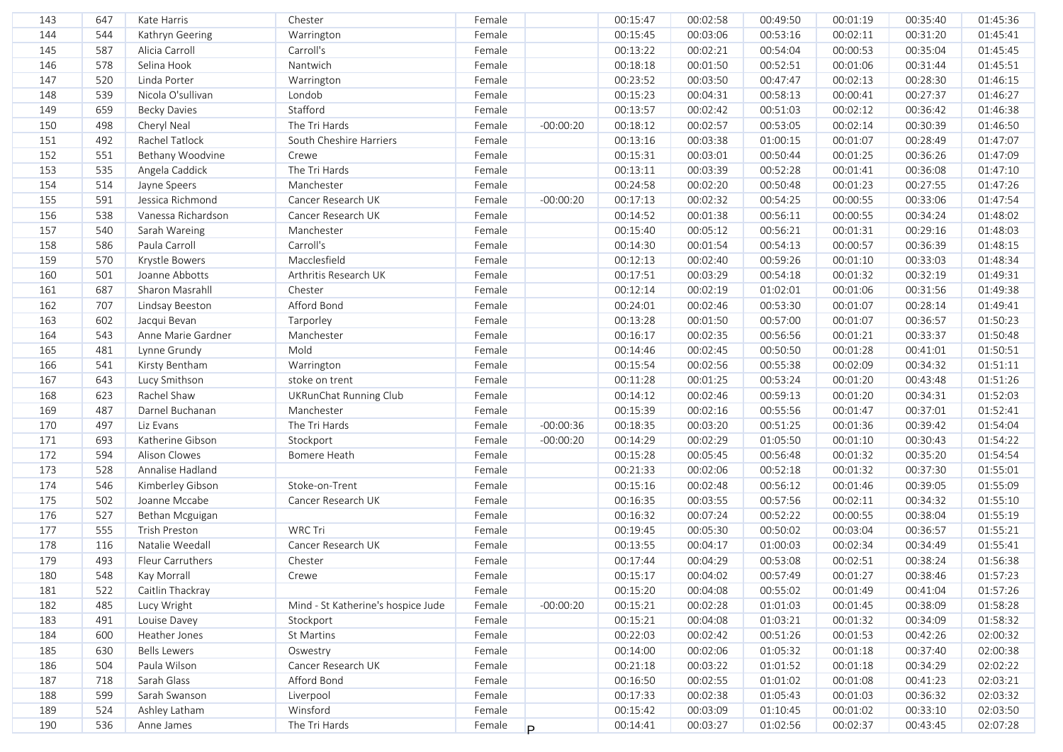| 143 | 647 | Kate Harris | Chester | Female | | 00:15:47 | 00:02:58 | 00:49:50 | 00:01:19 | 00:35:40 | 01:45:36 |
|---|---|---|---|---|---|---|---|---|---|---|---|
| 144 | 544 | Kathryn Geering | Warrington | Female | | 00:15:45 | 00:03:06 | 00:53:16 | 00:02:11 | 00:31:20 | 01:45:41 |
| 145 | 587 | Alicia Carroll | Carroll's | Female | | 00:13:22 | 00:02:21 | 00:54:04 | 00:00:53 | 00:35:04 | 01:45:45 |
| 146 | 578 | Selina Hook | Nantwich | Female | | 00:18:18 | 00:01:50 | 00:52:51 | 00:01:06 | 00:31:44 | 01:45:51 |
| 147 | 520 | Linda Porter | Warrington | Female | | 00:23:52 | 00:03:50 | 00:47:47 | 00:02:13 | 00:28:30 | 01:46:15 |
| 148 | 539 | Nicola O'sullivan | Londob | Female | | 00:15:23 | 00:04:31 | 00:58:13 | 00:00:41 | 00:27:37 | 01:46:27 |
| 149 | 659 | Becky Davies | Stafford | Female | | 00:13:57 | 00:02:42 | 00:51:03 | 00:02:12 | 00:36:42 | 01:46:38 |
| 150 | 498 | Cheryl Neal | The Tri Hards | Female | -00:00:20 | 00:18:12 | 00:02:57 | 00:53:05 | 00:02:14 | 00:30:39 | 01:46:50 |
| 151 | 492 | Rachel Tatlock | South Cheshire Harriers | Female | | 00:13:16 | 00:03:38 | 01:00:15 | 00:01:07 | 00:28:49 | 01:47:07 |
| 152 | 551 | Bethany Woodvine | Crewe | Female | | 00:15:31 | 00:03:01 | 00:50:44 | 00:01:25 | 00:36:26 | 01:47:09 |
| 153 | 535 | Angela Caddick | The Tri Hards | Female | | 00:13:11 | 00:03:39 | 00:52:28 | 00:01:41 | 00:36:08 | 01:47:10 |
| 154 | 514 | Jayne Speers | Manchester | Female | | 00:24:58 | 00:02:20 | 00:50:48 | 00:01:23 | 00:27:55 | 01:47:26 |
| 155 | 591 | Jessica Richmond | Cancer Research UK | Female | -00:00:20 | 00:17:13 | 00:02:32 | 00:54:25 | 00:00:55 | 00:33:06 | 01:47:54 |
| 156 | 538 | Vanessa Richardson | Cancer Research UK | Female | | 00:14:52 | 00:01:38 | 00:56:11 | 00:00:55 | 00:34:24 | 01:48:02 |
| 157 | 540 | Sarah Wareing | Manchester | Female | | 00:15:40 | 00:05:12 | 00:56:21 | 00:01:31 | 00:29:16 | 01:48:03 |
| 158 | 586 | Paula Carroll | Carroll's | Female | | 00:14:30 | 00:01:54 | 00:54:13 | 00:00:57 | 00:36:39 | 01:48:15 |
| 159 | 570 | Krystle Bowers | Macclesfield | Female | | 00:12:13 | 00:02:40 | 00:59:26 | 00:01:10 | 00:33:03 | 01:48:34 |
| 160 | 501 | Joanne Abbotts | Arthritis Research UK | Female | | 00:17:51 | 00:03:29 | 00:54:18 | 00:01:32 | 00:32:19 | 01:49:31 |
| 161 | 687 | Sharon Masrahll | Chester | Female | | 00:12:14 | 00:02:19 | 01:02:01 | 00:01:06 | 00:31:56 | 01:49:38 |
| 162 | 707 | Lindsay Beeston | Afford Bond | Female | | 00:24:01 | 00:02:46 | 00:53:30 | 00:01:07 | 00:28:14 | 01:49:41 |
| 163 | 602 | Jacqui Bevan | Tarporley | Female | | 00:13:28 | 00:01:50 | 00:57:00 | 00:01:07 | 00:36:57 | 01:50:23 |
| 164 | 543 | Anne Marie Gardner | Manchester | Female | | 00:16:17 | 00:02:35 | 00:56:56 | 00:01:21 | 00:33:37 | 01:50:48 |
| 165 | 481 | Lynne Grundy | Mold | Female | | 00:14:46 | 00:02:45 | 00:50:50 | 00:01:28 | 00:41:01 | 01:50:51 |
| 166 | 541 | Kirsty Bentham | Warrington | Female | | 00:15:54 | 00:02:56 | 00:55:38 | 00:02:09 | 00:34:32 | 01:51:11 |
| 167 | 643 | Lucy Smithson | stoke on trent | Female | | 00:11:28 | 00:01:25 | 00:53:24 | 00:01:20 | 00:43:48 | 01:51:26 |
| 168 | 623 | Rachel Shaw | UKRunChat Running Club | Female | | 00:14:12 | 00:02:46 | 00:59:13 | 00:01:20 | 00:34:31 | 01:52:03 |
| 169 | 487 | Darnel Buchanan | Manchester | Female | | 00:15:39 | 00:02:16 | 00:55:56 | 00:01:47 | 00:37:01 | 01:52:41 |
| 170 | 497 | Liz Evans | The Tri Hards | Female | -00:00:36 | 00:18:35 | 00:03:20 | 00:51:25 | 00:01:36 | 00:39:42 | 01:54:04 |
| 171 | 693 | Katherine Gibson | Stockport | Female | -00:00:20 | 00:14:29 | 00:02:29 | 01:05:50 | 00:01:10 | 00:30:43 | 01:54:22 |
| 172 | 594 | Alison Clowes | Bomere Heath | Female | | 00:15:28 | 00:05:45 | 00:56:48 | 00:01:32 | 00:35:20 | 01:54:54 |
| 173 | 528 | Annalise Hadland | | Female | | 00:21:33 | 00:02:06 | 00:52:18 | 00:01:32 | 00:37:30 | 01:55:01 |
| 174 | 546 | Kimberley Gibson | Stoke-on-Trent | Female | | 00:15:16 | 00:02:48 | 00:56:12 | 00:01:46 | 00:39:05 | 01:55:09 |
| 175 | 502 | Joanne Mccabe | Cancer Research UK | Female | | 00:16:35 | 00:03:55 | 00:57:56 | 00:02:11 | 00:34:32 | 01:55:10 |
| 176 | 527 | Bethan Mcguigan | | Female | | 00:16:32 | 00:07:24 | 00:52:22 | 00:00:55 | 00:38:04 | 01:55:19 |
| 177 | 555 | Trish Preston | WRC Tri | Female | | 00:19:45 | 00:05:30 | 00:50:02 | 00:03:04 | 00:36:57 | 01:55:21 |
| 178 | 116 | Natalie Weedall | Cancer Research UK | Female | | 00:13:55 | 00:04:17 | 01:00:03 | 00:02:34 | 00:34:49 | 01:55:41 |
| 179 | 493 | Fleur Carruthers | Chester | Female | | 00:17:44 | 00:04:29 | 00:53:08 | 00:02:51 | 00:38:24 | 01:56:38 |
| 180 | 548 | Kay Morrall | Crewe | Female | | 00:15:17 | 00:04:02 | 00:57:49 | 00:01:27 | 00:38:46 | 01:57:23 |
| 181 | 522 | Caitlin Thackray | | Female | | 00:15:20 | 00:04:08 | 00:55:02 | 00:01:49 | 00:41:04 | 01:57:26 |
| 182 | 485 | Lucy Wright | Mind - St Katherine's hospice Jude | Female | -00:00:20 | 00:15:21 | 00:02:28 | 01:01:03 | 00:01:45 | 00:38:09 | 01:58:28 |
| 183 | 491 | Louise Davey | Stockport | Female | | 00:15:21 | 00:04:08 | 01:03:21 | 00:01:32 | 00:34:09 | 01:58:32 |
| 184 | 600 | Heather Jones | St Martins | Female | | 00:22:03 | 00:02:42 | 00:51:26 | 00:01:53 | 00:42:26 | 02:00:32 |
| 185 | 630 | Bells Lewers | Oswestry | Female | | 00:14:00 | 00:02:06 | 01:05:32 | 00:01:18 | 00:37:40 | 02:00:38 |
| 186 | 504 | Paula Wilson | Cancer Research UK | Female | | 00:21:18 | 00:03:22 | 01:01:52 | 00:01:18 | 00:34:29 | 02:02:22 |
| 187 | 718 | Sarah Glass | Afford Bond | Female | | 00:16:50 | 00:02:55 | 01:01:02 | 00:01:08 | 00:41:23 | 02:03:21 |
| 188 | 599 | Sarah Swanson | Liverpool | Female | | 00:17:33 | 00:02:38 | 01:05:43 | 00:01:03 | 00:36:32 | 02:03:32 |
| 189 | 524 | Ashley Latham | Winsford | Female | | 00:15:42 | 00:03:09 | 01:10:45 | 00:01:02 | 00:33:10 | 02:03:50 |
| 190 | 536 | Anne James | The Tri Hards | Female | P | 00:14:41 | 00:03:27 | 01:02:56 | 00:02:37 | 00:43:45 | 02:07:28 |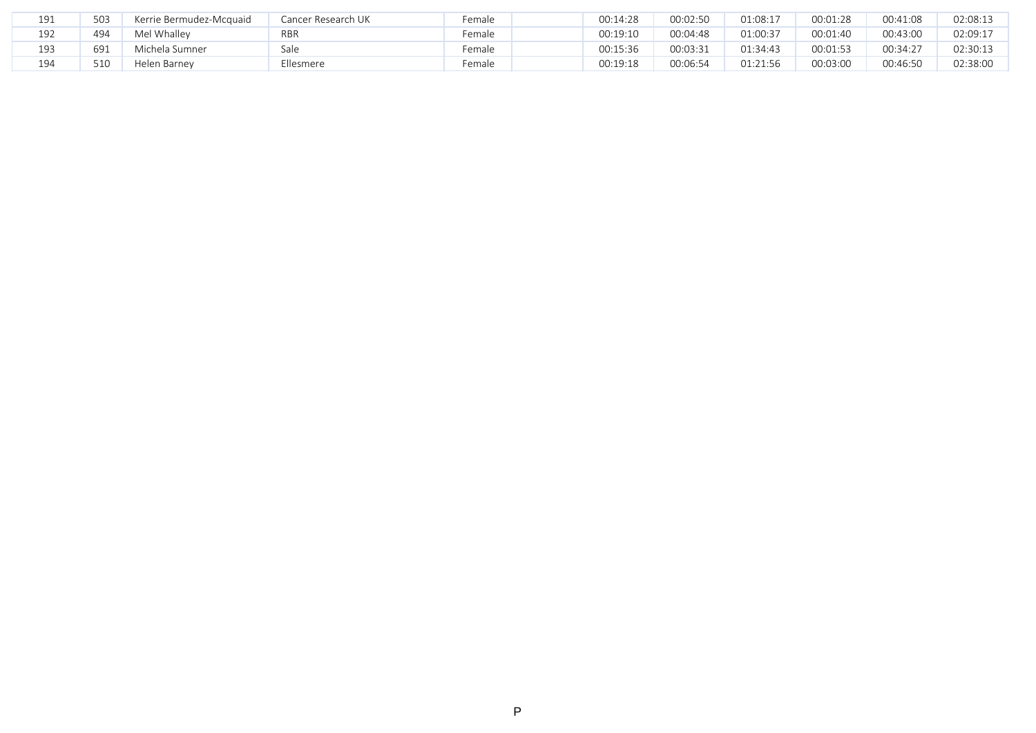| | | | | | | | | | | | |
|---|---|---|---|---|---|---|---|---|---|---|---|
| 191 | 503 | Kerrie Bermudez-Mcquaid | Cancer Research UK | Female | | 00:14:28 | 00:02:50 | 01:08:17 | 00:01:28 | 00:41:08 | 02:08:13 |
| 192 | 494 | Mel Whalley | RBR | Female | | 00:19:10 | 00:04:48 | 01:00:37 | 00:01:40 | 00:43:00 | 02:09:17 |
| 193 | 691 | Michela Sumner | Sale | Female | | 00:15:36 | 00:03:31 | 01:34:43 | 00:01:53 | 00:34:27 | 02:30:13 |
| 194 | 510 | Helen Barney | Ellesmere | Female | | 00:19:18 | 00:06:54 | 01:21:56 | 00:03:00 | 00:46:50 | 02:38:00 |

P